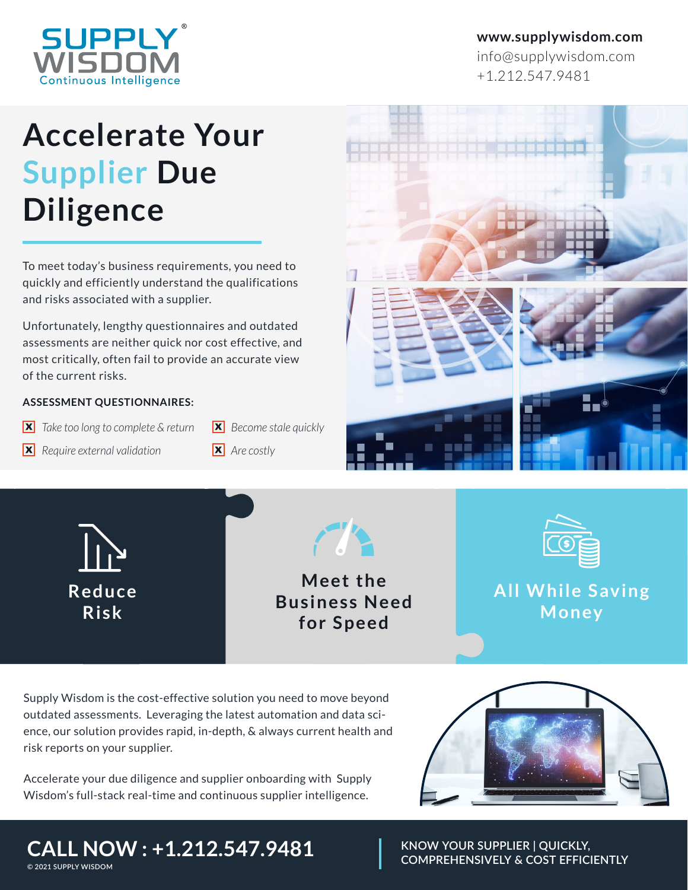SUPPLY WISDOM®
Continuous Intelligence

**www.supplywisdom.com**
info@supplywisdom.com
+1.212.547.9481

# Accelerate Your Supplier Due Diligence

To meet today's business requirements, you need to quickly and efficiently understand the qualifications and risks associated with a supplier.

Unfortunately, lengthy questionnaires and outdated assessments are neither quick nor cost effective, and most critically, often fail to provide an accurate view of the current risks.

**ASSESSMENT QUESTIONNAIRES:**

- ☒ *Take too long to complete & return*
- ☒ *Become stale quickly*
- ☒ *Require external validation*
- ☒ *Are costly*

**Reduce Risk**

**Meet the Business Need for Speed**

**All While Saving Money**

Supply Wisdom is the cost-effective solution you need to move beyond outdated assessments. Leveraging the latest automation and data science, our solution provides rapid, in-depth, & always current health and risk reports on your supplier.

Accelerate your due diligence and supplier onboarding with Supply Wisdom's full-stack real-time and continuous supplier intelligence.

**CALL NOW : +1.212.547.9481**

© 2021 SUPPLY WISDOM

KNOW YOUR SUPPLIER | QUICKLY, COMPREHENSIVELY & COST EFFICIENTLY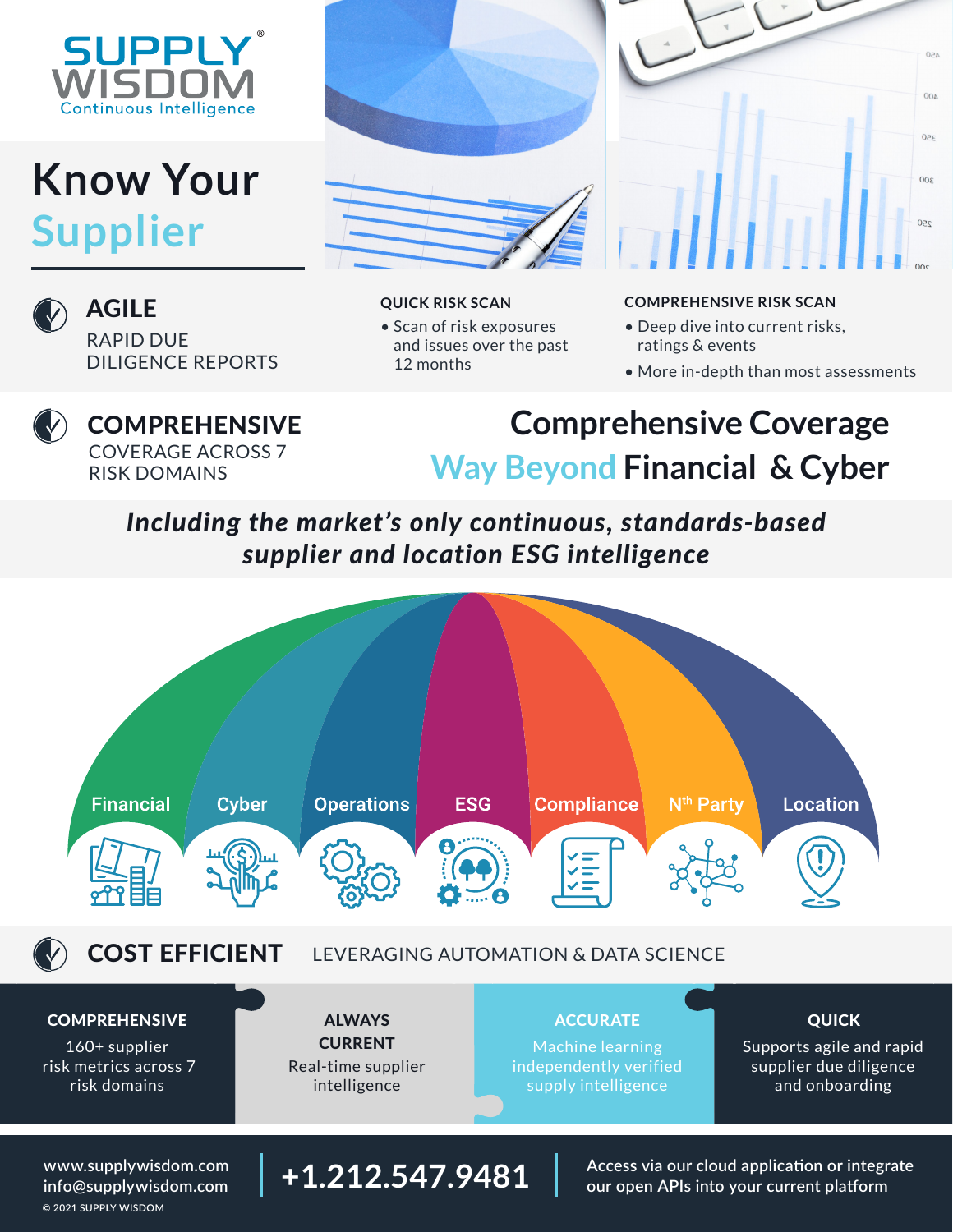# SUPPLY WISDOM®
Continuous Intelligence

# Know Your Supplier

## AGILE
RAPID DUE DILIGENCE REPORTS

**QUICK RISK SCAN**

- Scan of risk exposures and issues over the past 12 months

**COMPREHENSIVE RISK SCAN**

- Deep dive into current risks, ratings & events
- More in-depth than most assessments

## COMPREHENSIVE
COVERAGE ACROSS 7 RISK DOMAINS

## Comprehensive Coverage Way Beyond Financial & Cyber

***Including the market's only continuous, standards-based supplier and location ESG intelligence***

Financial

Cyber

Operations

ESG

Compliance

N[th] Party

Location

## COST EFFICIENT
LEVERAGING AUTOMATION & DATA SCIENCE

**COMPREHENSIVE**
160+ supplier risk metrics across 7 risk domains

**ALWAYS CURRENT**
Real-time supplier intelligence

**ACCURATE**
Machine learning independently verified supply intelligence

**QUICK**
Supports agile and rapid supplier due diligence and onboarding

www.supplywisdom.com
info@supplywisdom.com
© 2021 SUPPLY WISDOM

**+1.212.547.9481**

Access via our cloud application or integrate our open APIs into your current platform